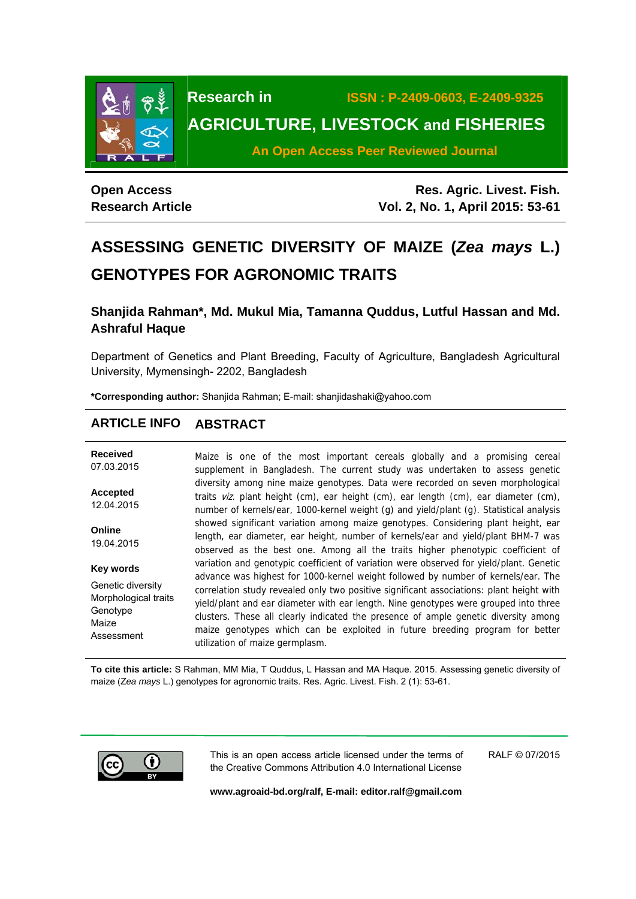Research in **ISSN : P-2409-0603, E-2409-9325**

# AGRICULTURE, LIVESTOCK and FISHERIES

**An Open Access Peer Reviewed Journal**

**Open Access**
**Research Article**

# ASSESSING GENETIC DIVERSITY OF MAIZE (*Zea mays* L.) GENOTYPES FOR AGRONOMIC TRAITS

**Shanjida Rahman\*, Md. Mukul Mia, Tamanna Quddus, Lutful Hassan and Md. Ashraful Haque**

Department of Genetics and Plant Breeding, Faculty of Agriculture, Bangladesh Agricultural University, Mymensingh- 2202, Bangladesh

**\*Corresponding author:** Shanjida Rahman; E-mail: shanjidashaki@yahoo.com

## ARTICLE INFO

**Received**
07.03.2015

**Accepted**
12.04.2015

**Online**
19.04.2015

**Key words**

Genetic diversity
Morphological traits
Genotype
Maize
Assessment

## ABSTRACT

Maize is one of the most important cereals globally and a promising cereal supplement in Bangladesh. The current study was undertaken to assess genetic diversity among nine maize genotypes. Data were recorded on seven morphological traits *viz.* plant height (cm), ear height (cm), ear length (cm), ear diameter (cm), number of kernels/ear, 1000-kernel weight (g) and yield/plant (g). Statistical analysis showed significant variation among maize genotypes. Considering plant height, ear length, ear diameter, ear height, number of kernels/ear and yield/plant BHM-7 was observed as the best one. Among all the traits higher phenotypic coefficient of variation and genotypic coefficient of variation were observed for yield/plant. Genetic advance was highest for 1000-kernel weight followed by number of kernels/ear. The correlation study revealed only two positive significant associations: plant height with yield/plant and ear diameter with ear length. Nine genotypes were grouped into three clusters. These all clearly indicated the presence of ample genetic diversity among maize genotypes which can be exploited in future breeding program for better utilization of maize germplasm.

**To cite this article:** S Rahman, MM Mia, T Quddus, L Hassan and MA Haque. 2015. Assessing genetic diversity of maize (*Zea mays* L.) genotypes for agronomic traits. Res. Agric. Livest. Fish. 2 (1): 53-61.

This is an open access article licensed under the terms of the Creative Commons Attribution 4.0 International License

RALF © 07/2015

**www.agroaid-bd.org/ralf, E-mail: editor.ralf@gmail.com**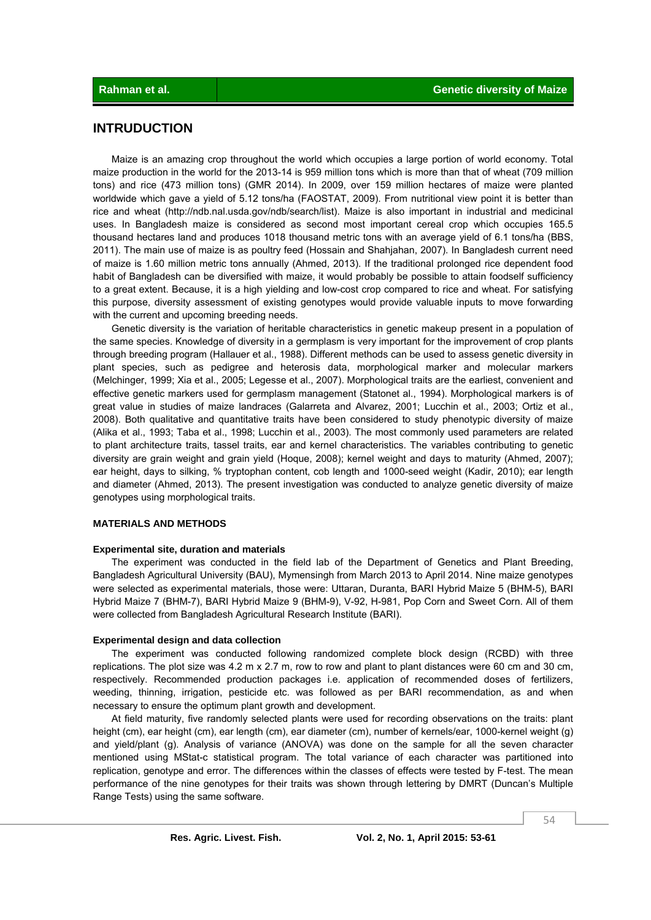## INTRUDUCTION

Maize is an amazing crop throughout the world which occupies a large portion of world economy. Total maize production in the world for the 2013-14 is 959 million tons which is more than that of wheat (709 million tons) and rice (473 million tons) (GMR 2014). In 2009, over 159 million hectares of maize were planted worldwide which gave a yield of 5.12 tons/ha (FAOSTAT, 2009). From nutritional view point it is better than rice and wheat (http://ndb.nal.usda.gov/ndb/search/list). Maize is also important in industrial and medicinal uses. In Bangladesh maize is considered as second most important cereal crop which occupies 165.5 thousand hectares land and produces 1018 thousand metric tons with an average yield of 6.1 tons/ha (BBS, 2011). The main use of maize is as poultry feed (Hossain and Shahjahan, 2007). In Bangladesh current need of maize is 1.60 million metric tons annually (Ahmed, 2013). If the traditional prolonged rice dependent food habit of Bangladesh can be diversified with maize, it would probably be possible to attain foodself sufficiency to a great extent. Because, it is a high yielding and low-cost crop compared to rice and wheat. For satisfying this purpose, diversity assessment of existing genotypes would provide valuable inputs to move forwarding with the current and upcoming breeding needs.

Genetic diversity is the variation of heritable characteristics in genetic makeup present in a population of the same species. Knowledge of diversity in a germplasm is very important for the improvement of crop plants through breeding program (Hallauer et al., 1988). Different methods can be used to assess genetic diversity in plant species, such as pedigree and heterosis data, morphological marker and molecular markers (Melchinger, 1999; Xia et al., 2005; Legesse et al., 2007). Morphological traits are the earliest, convenient and effective genetic markers used for germplasm management (Statonet al., 1994). Morphological markers is of great value in studies of maize landraces (Galarreta and Alvarez, 2001; Lucchin et al., 2003; Ortiz et al., 2008). Both qualitative and quantitative traits have been considered to study phenotypic diversity of maize (Alika et al., 1993; Taba et al., 1998; Lucchin et al., 2003). The most commonly used parameters are related to plant architecture traits, tassel traits, ear and kernel characteristics. The variables contributing to genetic diversity are grain weight and grain yield (Hoque, 2008); kernel weight and days to maturity (Ahmed, 2007); ear height, days to silking, % tryptophan content, cob length and 1000-seed weight (Kadir, 2010); ear length and diameter (Ahmed, 2013). The present investigation was conducted to analyze genetic diversity of maize genotypes using morphological traits.

## MATERIALS AND METHODS

### Experimental site, duration and materials

The experiment was conducted in the field lab of the Department of Genetics and Plant Breeding, Bangladesh Agricultural University (BAU), Mymensingh from March 2013 to April 2014. Nine maize genotypes were selected as experimental materials, those were: Uttaran, Duranta, BARI Hybrid Maize 5 (BHM-5), BARI Hybrid Maize 7 (BHM-7), BARI Hybrid Maize 9 (BHM-9), V-92, H-981, Pop Corn and Sweet Corn. All of them were collected from Bangladesh Agricultural Research Institute (BARI).

### Experimental design and data collection

The experiment was conducted following randomized complete block design (RCBD) with three replications. The plot size was 4.2 m x 2.7 m, row to row and plant to plant distances were 60 cm and 30 cm, respectively. Recommended production packages i.e. application of recommended doses of fertilizers, weeding, thinning, irrigation, pesticide etc. was followed as per BARI recommendation, as and when necessary to ensure the optimum plant growth and development.

At field maturity, five randomly selected plants were used for recording observations on the traits: plant height (cm), ear height (cm), ear length (cm), ear diameter (cm), number of kernels/ear, 1000-kernel weight (g) and yield/plant (g). Analysis of variance (ANOVA) was done on the sample for all the seven character mentioned using MStat-c statistical program. The total variance of each character was partitioned into replication, genotype and error. The differences within the classes of effects were tested by F-test. The mean performance of the nine genotypes for their traits was shown through lettering by DMRT (Duncan's Multiple Range Tests) using the same software.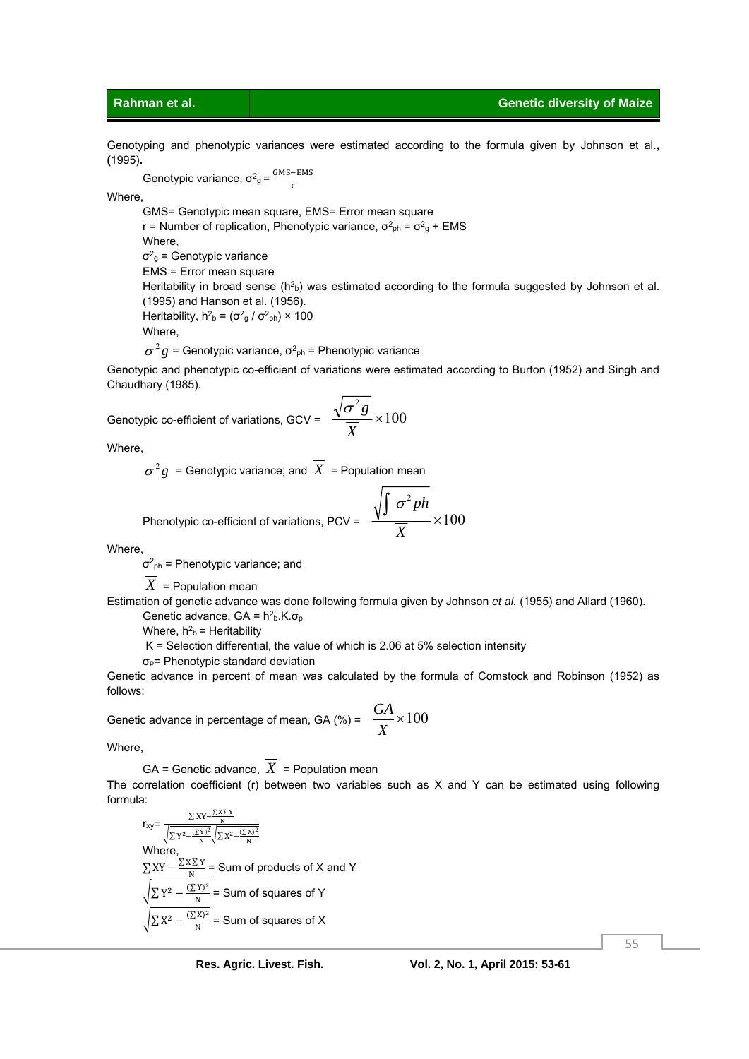Genotyping and phenotypic variances were estimated according to the formula given by Johnson et al.**, (**1995)**.**

Genotypic variance, $\sigma^2_g = \frac{GMS - EMS}{r}$

Where,

GMS= Genotypic mean square, EMS= Error mean square

r = Number of replication, Phenotypic variance, $\sigma^2_{ph} = \sigma^2_g$ + EMS

Where,

$\sigma^2_g$ = Genotypic variance

EMS = Error mean square

Heritability in broad sense ($h^2_b$) was estimated according to the formula suggested by Johnson et al. (1995) and Hanson et al. (1956).

Heritability, $h^2_b = (\sigma^2_g / \sigma^2_{ph}) \times 100$

Where,

$\sigma^2 g$ = Genotypic variance, $\sigma^2_{ph}$ = Phenotypic variance

Genotypic and phenotypic co-efficient of variations were estimated according to Burton (1952) and Singh and Chaudhary (1985).

Genotypic co-efficient of variations, GCV = $\frac{\sqrt{\sigma^2 g}}{\overline{X}} \times 100$

Where,

$\sigma^2 g$ = Genotypic variance; and $\overline{X}$ = Population mean

Phenotypic co-efficient of variations, PCV = $\frac{\sqrt{\int \sigma^2 ph}}{\overline{X}} \times 100$

Where,

$\sigma^2_{ph}$ = Phenotypic variance; and

$\overline{X}$ = Population mean

Estimation of genetic advance was done following formula given by Johnson *et al.* (1955) and Allard (1960).

Genetic advance, GA = $h^2_b.K.\sigma_p$

Where, $h^2_b$ = Heritability

K = Selection differential, the value of which is 2.06 at 5% selection intensity

$\sigma_p$= Phenotypic standard deviation

Genetic advance in percent of mean was calculated by the formula of Comstock and Robinson (1952) as follows:

Genetic advance in percentage of mean, GA (%) = $\frac{GA}{\overline{X}} \times 100$

Where,

GA = Genetic advance, $\overline{X}$ = Population mean

The correlation coefficient (r) between two variables such as X and Y can be estimated using following formula:

$$r_{xy} = \frac{\sum XY - \frac{\sum X \sum Y}{N}}{\sqrt{\sum Y^2 - \frac{(\sum Y)^2}{N}}\sqrt{\sum X^2 - \frac{(\sum X)^2}{N}}}$$

Where,

$\sum XY - \frac{\sum X \sum Y}{N}$ = Sum of products of X and Y

$\sqrt{\sum Y^2 - \frac{(\sum Y)^2}{N}}$ = Sum of squares of Y

$\sqrt{\sum X^2 - \frac{(\sum X)^2}{N}}$ = Sum of squares of X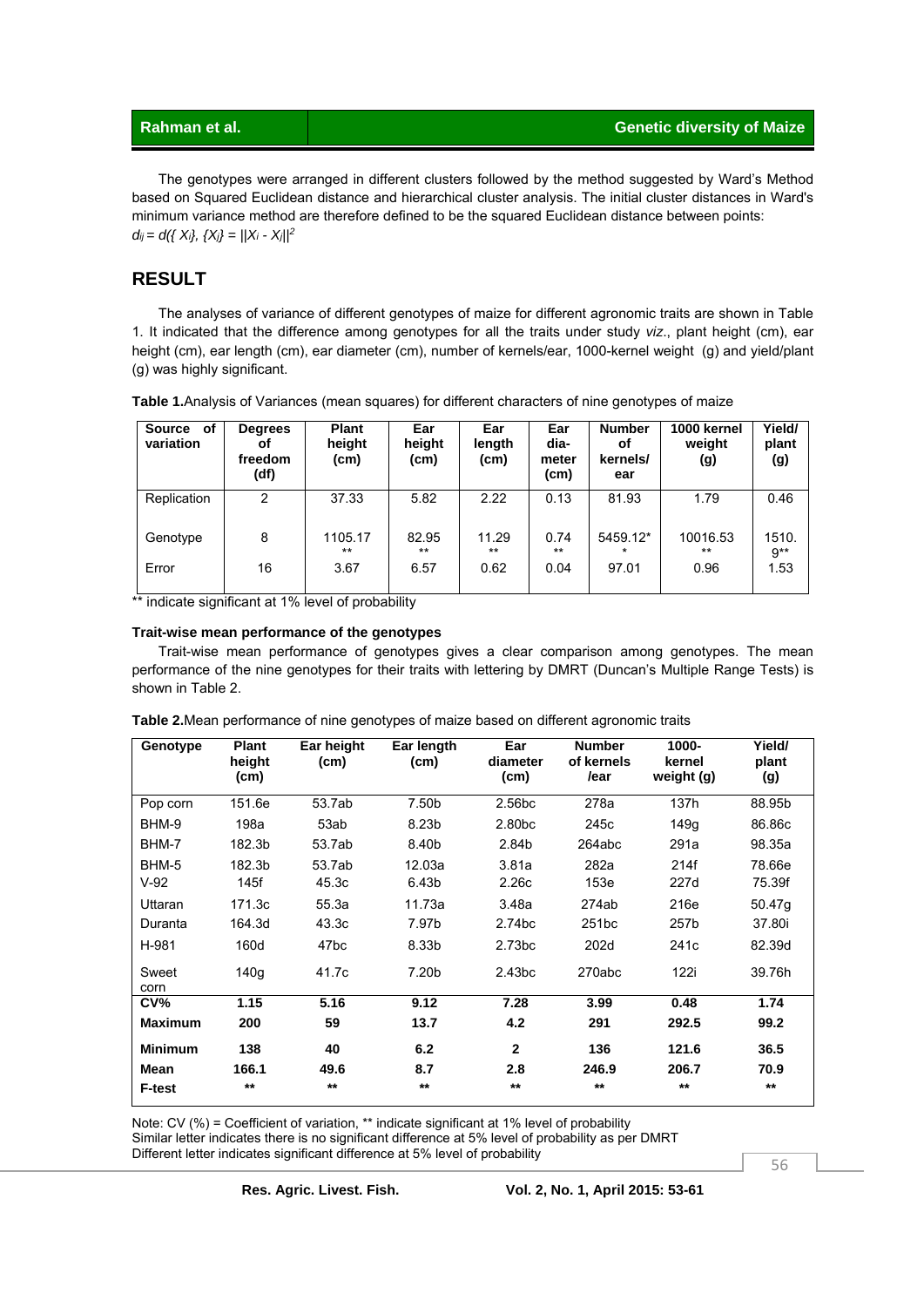The genotypes were arranged in different clusters followed by the method suggested by Ward's Method based on Squared Euclidean distance and hierarchical cluster analysis. The initial cluster distances in Ward's minimum variance method are therefore defined to be the squared Euclidean distance between points: $d_{ij} = d(\{X_i\}, \{X_j\} = ||X_i - X_j||^2$

## RESULT

The analyses of variance of different genotypes of maize for different agronomic traits are shown in Table 1. It indicated that the difference among genotypes for all the traits under study *viz*., plant height (cm), ear height (cm), ear length (cm), ear diameter (cm), number of kernels/ear, 1000-kernel weight (g) and yield/plant (g) was highly significant.

**Table 1.** Analysis of Variances (mean squares) for different characters of nine genotypes of maize

| Source of variation | Degrees of freedom (df) | Plant height (cm) | Ear height (cm) | Ear length (cm) | Ear dia-meter (cm) | Number of kernels/ ear | 1000 kernel weight (g) | Yield/ plant (g) |
|---|---|---|---|---|---|---|---|---|
| Replication | 2 | 37.33 | 5.82 | 2.22 | 0.13 | 81.93 | 1.79 | 0.46 |
| Genotype | 8 | 1105.17** | 82.95** | 11.29** | 0.74** | 5459.12** | 10016.53** | 1510.9** |
| Error | 16 | 3.67 | 6.57 | 0.62 | 0.04 | 97.01 | 0.96 | 1.53 |

** indicate significant at 1% level of probability

#### Trait-wise mean performance of the genotypes

Trait-wise mean performance of genotypes gives a clear comparison among genotypes. The mean performance of the nine genotypes for their traits with lettering by DMRT (Duncan's Multiple Range Tests) is shown in Table 2.

**Table 2.** Mean performance of nine genotypes of maize based on different agronomic traits

| Genotype | Plant height (cm) | Ear height (cm) | Ear length (cm) | Ear diameter (cm) | Number of kernels /ear | 1000-kernel weight (g) | Yield/ plant (g) |
|---|---|---|---|---|---|---|---|
| Pop corn | 151.6e | 53.7ab | 7.50b | 2.56bc | 278a | 137h | 88.95b |
| BHM-9 | 198a | 53ab | 8.23b | 2.80bc | 245c | 149g | 86.86c |
| BHM-7 | 182.3b | 53.7ab | 8.40b | 2.84b | 264abc | 291a | 98.35a |
| BHM-5 | 182.3b | 53.7ab | 12.03a | 3.81a | 282a | 214f | 78.66e |
| V-92 | 145f | 45.3c | 6.43b | 2.26c | 153e | 227d | 75.39f |
| Uttaran | 171.3c | 55.3a | 11.73a | 3.48a | 274ab | 216e | 50.47g |
| Duranta | 164.3d | 43.3c | 7.97b | 2.74bc | 251bc | 257b | 37.80i |
| H-981 | 160d | 47bc | 8.33b | 2.73bc | 202d | 241c | 82.39d |
| Sweet corn | 140g | 41.7c | 7.20b | 2.43bc | 270abc | 122i | 39.76h |
| **CV%** | **1.15** | **5.16** | **9.12** | **7.28** | **3.99** | **0.48** | **1.74** |
| **Maximum** | **200** | **59** | **13.7** | **4.2** | **291** | **292.5** | **99.2** |
| **Minimum** | **138** | **40** | **6.2** | **2** | **136** | **121.6** | **36.5** |
| **Mean** | **166.1** | **49.6** | **8.7** | **2.8** | **246.9** | **206.7** | **70.9** |
| **F-test** | ** | ** | ** | ** | ** | ** | ** |

Note: CV (%) = Coefficient of variation, ** indicate significant at 1% level of probability
Similar letter indicates there is no significant difference at 5% level of probability as per DMRT
Different letter indicates significant difference at 5% level of probability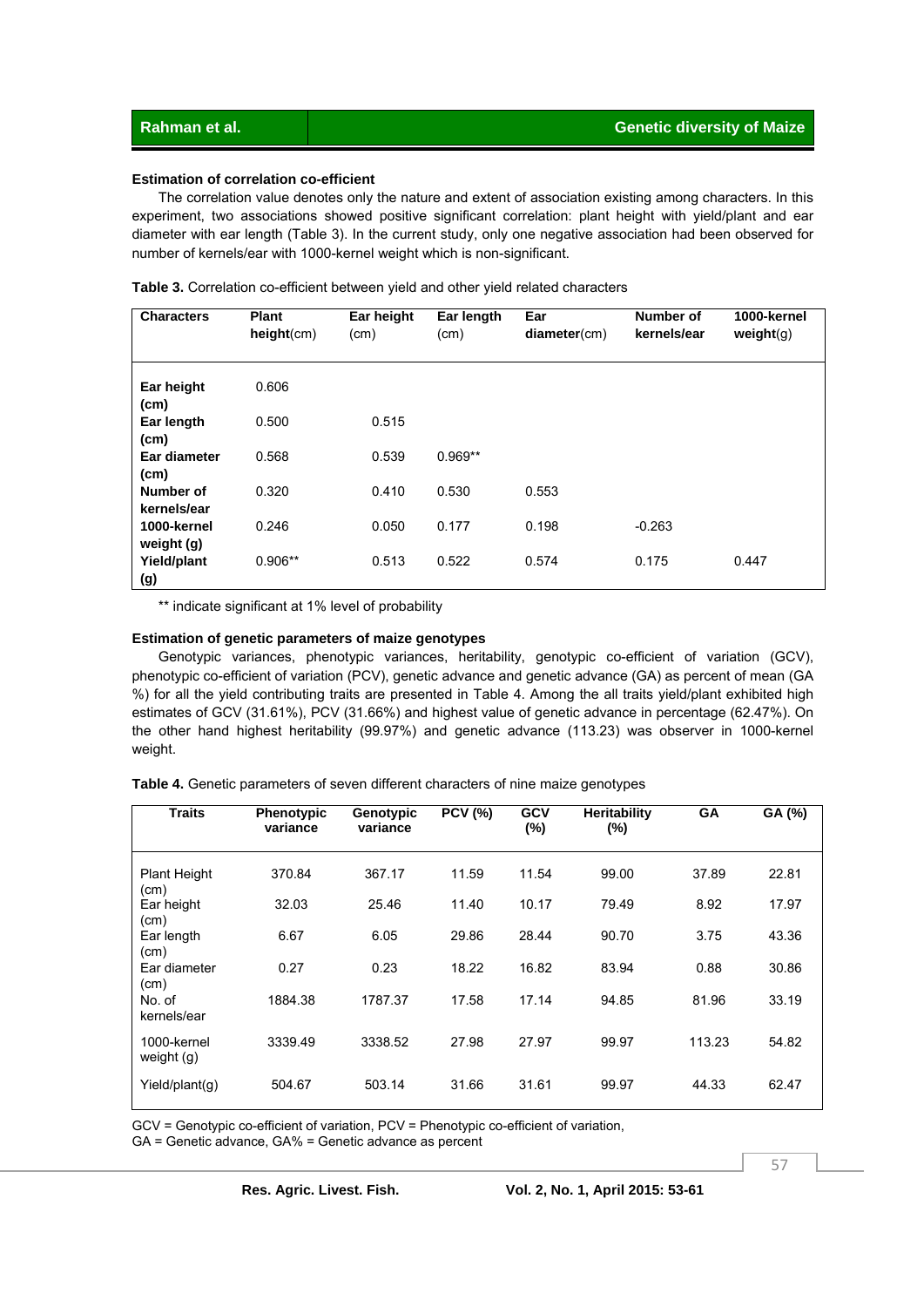**Estimation of correlation co-efficient**

The correlation value denotes only the nature and extent of association existing among characters. In this experiment, two associations showed positive significant correlation: plant height with yield/plant and ear diameter with ear length (Table 3). In the current study, only one negative association had been observed for number of kernels/ear with 1000-kernel weight which is non-significant.

**Table 3.** Correlation co-efficient between yield and other yield related characters

| Characters | Plant height(cm) | Ear height (cm) | Ear length (cm) | Ear diameter(cm) | Number of kernels/ear | 1000-kernel weight(g) |
|---|---|---|---|---|---|---|
| **Ear height (cm)** | 0.606 | | | | | |
| **Ear length (cm)** | 0.500 | 0.515 | | | | |
| **Ear diameter (cm)** | 0.568 | 0.539 | 0.969** | | | |
| **Number of kernels/ear** | 0.320 | 0.410 | 0.530 | 0.553 | | |
| **1000-kernel weight (g)** | 0.246 | 0.050 | 0.177 | 0.198 | -0.263 | |
| **Yield/plant (g)** | 0.906** | 0.513 | 0.522 | 0.574 | 0.175 | 0.447 |

** indicate significant at 1% level of probability

**Estimation of genetic parameters of maize genotypes**

Genotypic variances, phenotypic variances, heritability, genotypic co-efficient of variation (GCV), phenotypic co-efficient of variation (PCV), genetic advance and genetic advance (GA) as percent of mean (GA %) for all the yield contributing traits are presented in Table 4. Among the all traits yield/plant exhibited high estimates of GCV (31.61%), PCV (31.66%) and highest value of genetic advance in percentage (62.47%). On the other hand highest heritability (99.97%) and genetic advance (113.23) was observer in 1000-kernel weight.

**Table 4.** Genetic parameters of seven different characters of nine maize genotypes

| Traits | Phenotypic variance | Genotypic variance | PCV (%) | GCV (%) | Heritability (%) | GA | GA (%) |
|---|---|---|---|---|---|---|---|
| Plant Height (cm) | 370.84 | 367.17 | 11.59 | 11.54 | 99.00 | 37.89 | 22.81 |
| Ear height (cm) | 32.03 | 25.46 | 11.40 | 10.17 | 79.49 | 8.92 | 17.97 |
| Ear length (cm) | 6.67 | 6.05 | 29.86 | 28.44 | 90.70 | 3.75 | 43.36 |
| Ear diameter (cm) | 0.27 | 0.23 | 18.22 | 16.82 | 83.94 | 0.88 | 30.86 |
| No. of kernels/ear | 1884.38 | 1787.37 | 17.58 | 17.14 | 94.85 | 81.96 | 33.19 |
| 1000-kernel weight (g) | 3339.49 | 3338.52 | 27.98 | 27.97 | 99.97 | 113.23 | 54.82 |
| Yield/plant(g) | 504.67 | 503.14 | 31.66 | 31.61 | 99.97 | 44.33 | 62.47 |

GCV = Genotypic co-efficient of variation, PCV = Phenotypic co-efficient of variation,
GA = Genetic advance, GA% = Genetic advance as percent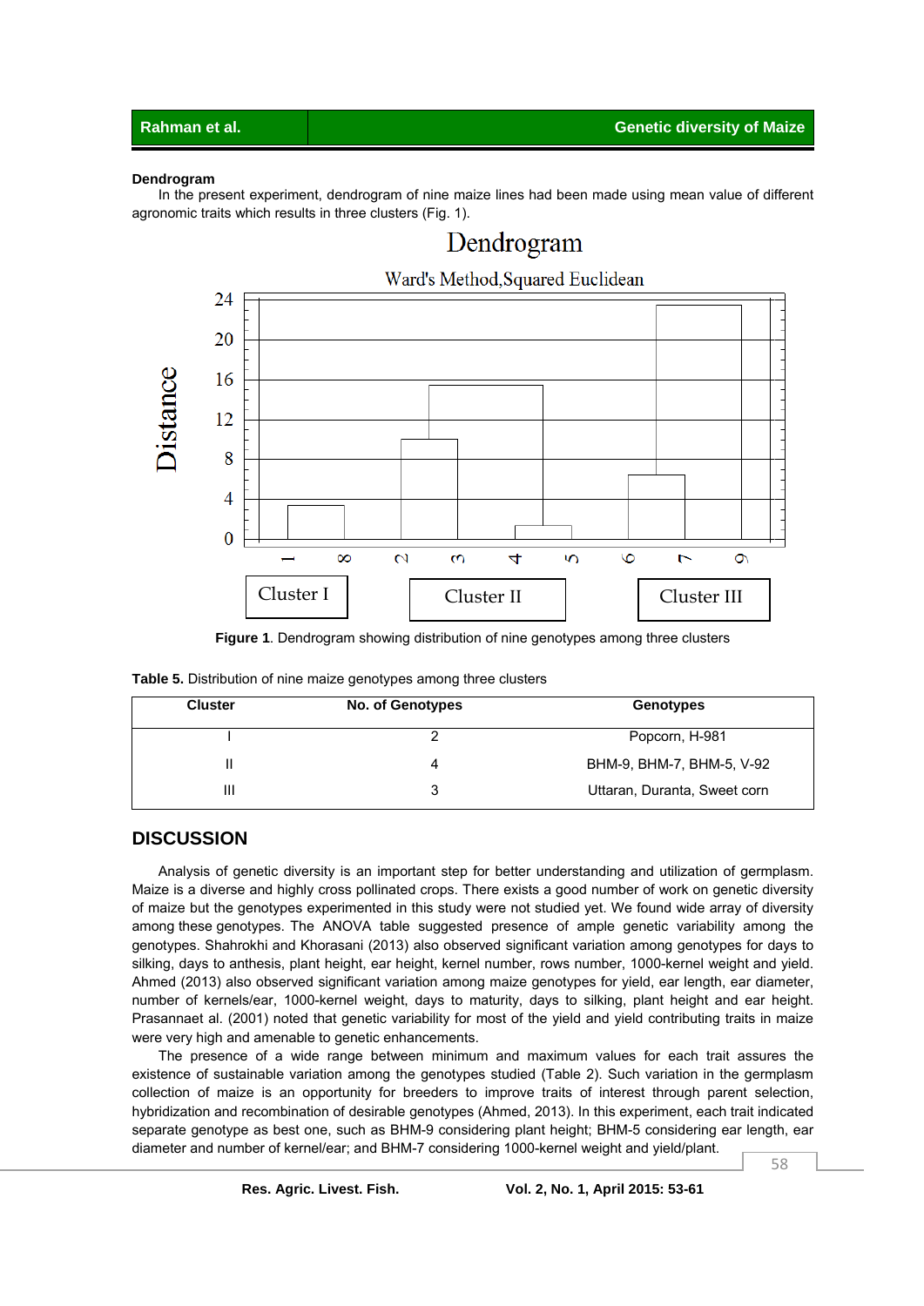**Dendrogram**

In the present experiment, dendrogram of nine maize lines had been made using mean value of different agronomic traits which results in three clusters (Fig. 1).

**Figure 1**. Dendrogram showing distribution of nine genotypes among three clusters

**Table 5.** Distribution of nine maize genotypes among three clusters

| Cluster | No. of Genotypes | Genotypes |
|---|---|---|
| I | 2 | Popcorn, H-981 |
| II | 4 | BHM-9, BHM-7, BHM-5, V-92 |
| III | 3 | Uttaran, Duranta, Sweet corn |

## DISCUSSION

Analysis of genetic diversity is an important step for better understanding and utilization of germplasm. Maize is a diverse and highly cross pollinated crops. There exists a good number of work on genetic diversity of maize but the genotypes experimented in this study were not studied yet. We found wide array of diversity among these genotypes. The ANOVA table suggested presence of ample genetic variability among the genotypes. Shahrokhi and Khorasani (2013) also observed significant variation among genotypes for days to silking, days to anthesis, plant height, ear height, kernel number, rows number, 1000-kernel weight and yield. Ahmed (2013) also observed significant variation among maize genotypes for yield, ear length, ear diameter, number of kernels/ear, 1000-kernel weight, days to maturity, days to silking, plant height and ear height. Prasannaet al. (2001) noted that genetic variability for most of the yield and yield contributing traits in maize were very high and amenable to genetic enhancements.

The presence of a wide range between minimum and maximum values for each trait assures the existence of sustainable variation among the genotypes studied (Table 2). Such variation in the germplasm collection of maize is an opportunity for breeders to improve traits of interest through parent selection, hybridization and recombination of desirable genotypes (Ahmed, 2013). In this experiment, each trait indicated separate genotype as best one, such as BHM-9 considering plant height; BHM-5 considering ear length, ear diameter and number of kernel/ear; and BHM-7 considering 1000-kernel weight and yield/plant.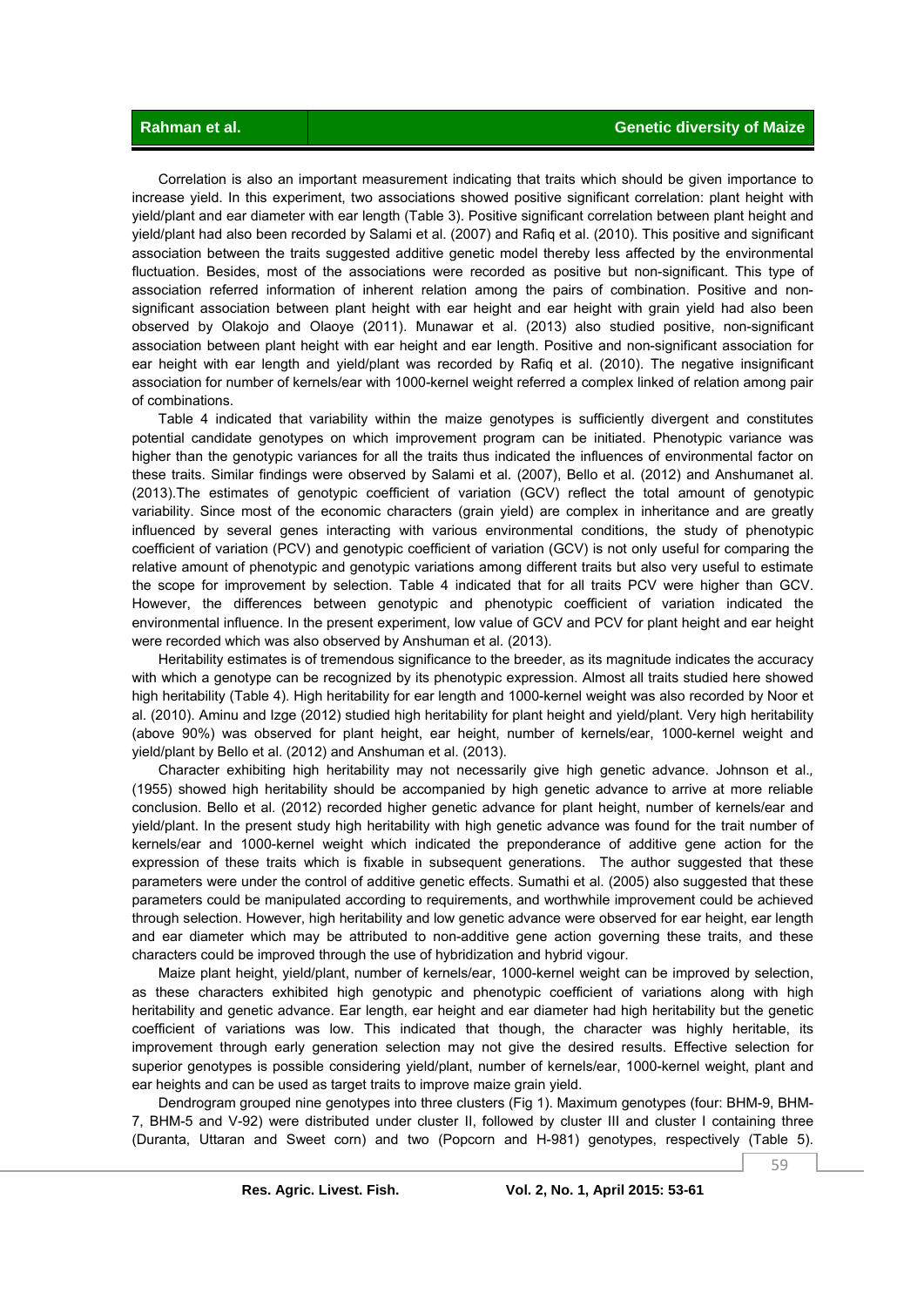Correlation is also an important measurement indicating that traits which should be given importance to increase yield. In this experiment, two associations showed positive significant correlation: plant height with yield/plant and ear diameter with ear length (Table 3). Positive significant correlation between plant height and yield/plant had also been recorded by Salami et al. (2007) and Rafiq et al. (2010). This positive and significant association between the traits suggested additive genetic model thereby less affected by the environmental fluctuation. Besides, most of the associations were recorded as positive but non-significant. This type of association referred information of inherent relation among the pairs of combination. Positive and non-significant association between plant height with ear height and ear height with grain yield had also been observed by Olakojo and Olaoye (2011). Munawar et al. (2013) also studied positive, non-significant association between plant height with ear height and ear length. Positive and non-significant association for ear height with ear length and yield/plant was recorded by Rafiq et al. (2010). The negative insignificant association for number of kernels/ear with 1000-kernel weight referred a complex linked of relation among pair of combinations.

Table 4 indicated that variability within the maize genotypes is sufficiently divergent and constitutes potential candidate genotypes on which improvement program can be initiated. Phenotypic variance was higher than the genotypic variances for all the traits thus indicated the influences of environmental factor on these traits. Similar findings were observed by Salami et al. (2007), Bello et al. (2012) and Anshumanet al. (2013).The estimates of genotypic coefficient of variation (GCV) reflect the total amount of genotypic variability. Since most of the economic characters (grain yield) are complex in inheritance and are greatly influenced by several genes interacting with various environmental conditions, the study of phenotypic coefficient of variation (PCV) and genotypic coefficient of variation (GCV) is not only useful for comparing the relative amount of phenotypic and genotypic variations among different traits but also very useful to estimate the scope for improvement by selection. Table 4 indicated that for all traits PCV were higher than GCV. However, the differences between genotypic and phenotypic coefficient of variation indicated the environmental influence. In the present experiment, low value of GCV and PCV for plant height and ear height were recorded which was also observed by Anshuman et al. (2013).

Heritability estimates is of tremendous significance to the breeder, as its magnitude indicates the accuracy with which a genotype can be recognized by its phenotypic expression. Almost all traits studied here showed high heritability (Table 4). High heritability for ear length and 1000-kernel weight was also recorded by Noor et al. (2010). Aminu and Izge (2012) studied high heritability for plant height and yield/plant. Very high heritability (above 90%) was observed for plant height, ear height, number of kernels/ear, 1000-kernel weight and yield/plant by Bello et al. (2012) and Anshuman et al. (2013).

Character exhibiting high heritability may not necessarily give high genetic advance. Johnson et al., (1955) showed high heritability should be accompanied by high genetic advance to arrive at more reliable conclusion. Bello et al. (2012) recorded higher genetic advance for plant height, number of kernels/ear and yield/plant. In the present study high heritability with high genetic advance was found for the trait number of kernels/ear and 1000-kernel weight which indicated the preponderance of additive gene action for the expression of these traits which is fixable in subsequent generations. The author suggested that these parameters were under the control of additive genetic effects. Sumathi et al. (2005) also suggested that these parameters could be manipulated according to requirements, and worthwhile improvement could be achieved through selection. However, high heritability and low genetic advance were observed for ear height, ear length and ear diameter which may be attributed to non-additive gene action governing these traits, and these characters could be improved through the use of hybridization and hybrid vigour.

Maize plant height, yield/plant, number of kernels/ear, 1000-kernel weight can be improved by selection, as these characters exhibited high genotypic and phenotypic coefficient of variations along with high heritability and genetic advance. Ear length, ear height and ear diameter had high heritability but the genetic coefficient of variations was low. This indicated that though, the character was highly heritable, its improvement through early generation selection may not give the desired results. Effective selection for superior genotypes is possible considering yield/plant, number of kernels/ear, 1000-kernel weight, plant and ear heights and can be used as target traits to improve maize grain yield.

Dendrogram grouped nine genotypes into three clusters (Fig 1). Maximum genotypes (four: BHM-9, BHM-7, BHM-5 and V-92) were distributed under cluster II, followed by cluster III and cluster I containing three (Duranta, Uttaran and Sweet corn) and two (Popcorn and H-981) genotypes, respectively (Table 5).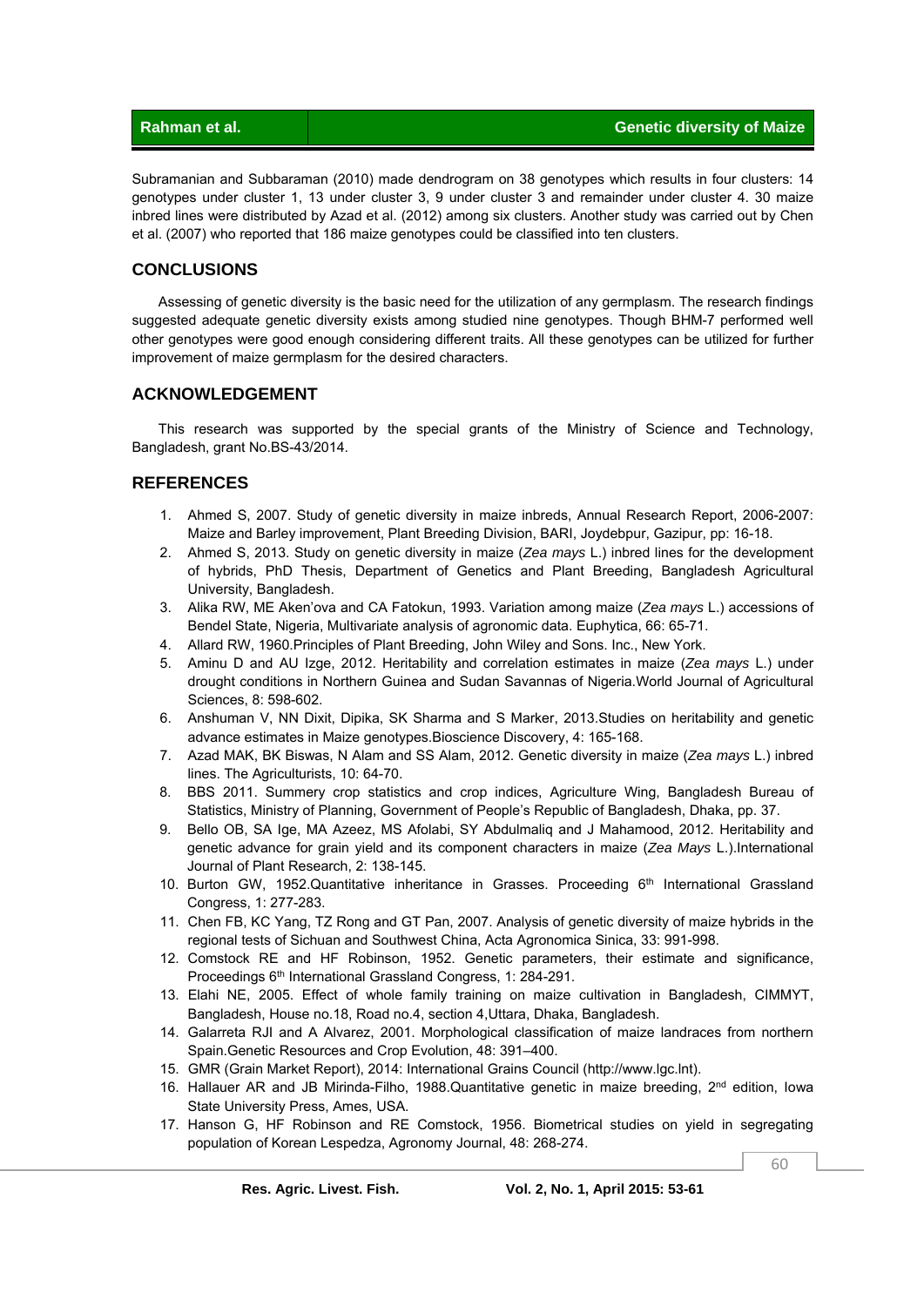Subramanian and Subbaraman (2010) made dendrogram on 38 genotypes which results in four clusters: 14 genotypes under cluster 1, 13 under cluster 3, 9 under cluster 3 and remainder under cluster 4. 30 maize inbred lines were distributed by Azad et al. (2012) among six clusters. Another study was carried out by Chen et al. (2007) who reported that 186 maize genotypes could be classified into ten clusters.

## CONCLUSIONS

Assessing of genetic diversity is the basic need for the utilization of any germplasm. The research findings suggested adequate genetic diversity exists among studied nine genotypes. Though BHM-7 performed well other genotypes were good enough considering different traits. All these genotypes can be utilized for further improvement of maize germplasm for the desired characters.

## ACKNOWLEDGEMENT

This research was supported by the special grants of the Ministry of Science and Technology, Bangladesh, grant No.BS-43/2014.

## REFERENCES

1. Ahmed S, 2007. Study of genetic diversity in maize inbreds, Annual Research Report, 2006-2007: Maize and Barley improvement, Plant Breeding Division, BARI, Joydebpur, Gazipur, pp: 16-18.
2. Ahmed S, 2013. Study on genetic diversity in maize (*Zea mays* L.) inbred lines for the development of hybrids, PhD Thesis, Department of Genetics and Plant Breeding, Bangladesh Agricultural University, Bangladesh.
3. Alika RW, ME Aken'ova and CA Fatokun, 1993. Variation among maize (*Zea mays* L.) accessions of Bendel State, Nigeria, Multivariate analysis of agronomic data. Euphytica, 66: 65-71.
4. Allard RW, 1960.Principles of Plant Breeding, John Wiley and Sons. Inc., New York.
5. Aminu D and AU Izge, 2012. Heritability and correlation estimates in maize (*Zea mays* L.) under drought conditions in Northern Guinea and Sudan Savannas of Nigeria.World Journal of Agricultural Sciences, 8: 598-602.
6. Anshuman V, NN Dixit, Dipika, SK Sharma and S Marker, 2013.Studies on heritability and genetic advance estimates in Maize genotypes.Bioscience Discovery, 4: 165-168.
7. Azad MAK, BK Biswas, N Alam and SS Alam, 2012. Genetic diversity in maize (*Zea mays* L.) inbred lines. The Agriculturists, 10: 64-70.
8. BBS 2011. Summery crop statistics and crop indices, Agriculture Wing, Bangladesh Bureau of Statistics, Ministry of Planning, Government of People's Republic of Bangladesh, Dhaka, pp. 37.
9. Bello OB, SA Ige, MA Azeez, MS Afolabi, SY Abdulmaliq and J Mahamood, 2012. Heritability and genetic advance for grain yield and its component characters in maize (*Zea Mays* L.).International Journal of Plant Research, 2: 138-145.
10. Burton GW, 1952.Quantitative inheritance in Grasses. Proceeding 6th International Grassland Congress, 1: 277-283.
11. Chen FB, KC Yang, TZ Rong and GT Pan, 2007. Analysis of genetic diversity of maize hybrids in the regional tests of Sichuan and Southwest China, Acta Agronomica Sinica, 33: 991-998.
12. Comstock RE and HF Robinson, 1952. Genetic parameters, their estimate and significance, Proceedings 6th International Grassland Congress, 1: 284-291.
13. Elahi NE, 2005. Effect of whole family training on maize cultivation in Bangladesh, CIMMYT, Bangladesh, House no.18, Road no.4, section 4,Uttara, Dhaka, Bangladesh.
14. Galarreta RJI and A Alvarez, 2001. Morphological classification of maize landraces from northern Spain.Genetic Resources and Crop Evolution, 48: 391–400.
15. GMR (Grain Market Report), 2014: International Grains Council (http://www.lgc.lnt).
16. Hallauer AR and JB Mirinda-Filho, 1988.Quantitative genetic in maize breeding, 2nd edition, Iowa State University Press, Ames, USA.
17. Hanson G, HF Robinson and RE Comstock, 1956. Biometrical studies on yield in segregating population of Korean Lespedza, Agronomy Journal, 48: 268-274.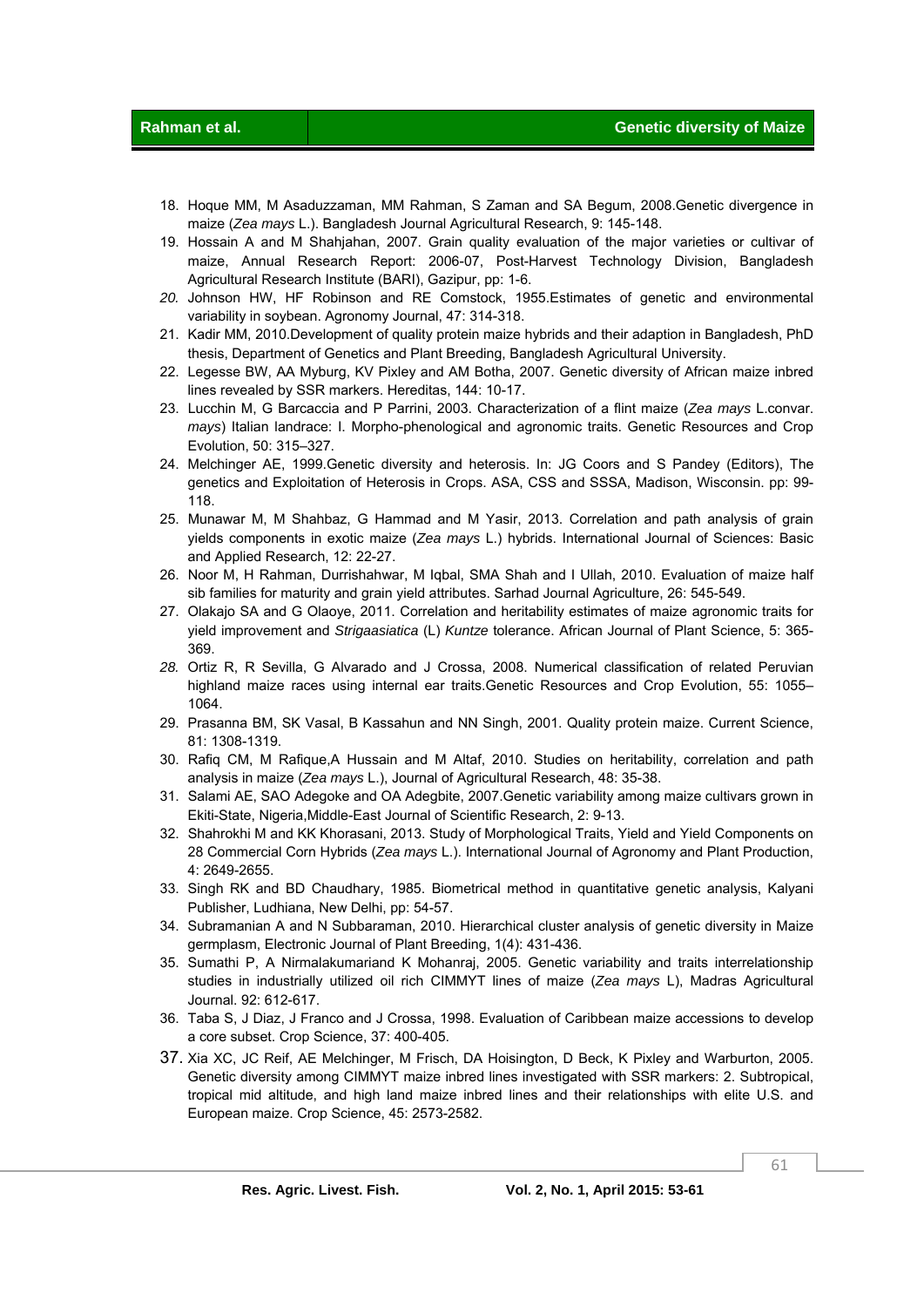18. Hoque MM, M Asaduzzaman, MM Rahman, S Zaman and SA Begum, 2008.Genetic divergence in maize (*Zea mays* L.). Bangladesh Journal Agricultural Research, 9: 145-148.
19. Hossain A and M Shahjahan, 2007. Grain quality evaluation of the major varieties or cultivar of maize, Annual Research Report: 2006-07, Post-Harvest Technology Division, Bangladesh Agricultural Research Institute (BARI), Gazipur, pp: 1-6.
20. Johnson HW, HF Robinson and RE Comstock, 1955.Estimates of genetic and environmental variability in soybean. Agronomy Journal, 47: 314-318.
21. Kadir MM, 2010.Development of quality protein maize hybrids and their adaption in Bangladesh, PhD thesis, Department of Genetics and Plant Breeding, Bangladesh Agricultural University.
22. Legesse BW, AA Myburg, KV Pixley and AM Botha, 2007. Genetic diversity of African maize inbred lines revealed by SSR markers. Hereditas, 144: 10-17.
23. Lucchin M, G Barcaccia and P Parrini, 2003. Characterization of a flint maize (*Zea mays* L.convar. *mays*) Italian landrace: I. Morpho-phenological and agronomic traits. Genetic Resources and Crop Evolution, 50: 315–327.
24. Melchinger AE, 1999.Genetic diversity and heterosis. In: JG Coors and S Pandey (Editors), The genetics and Exploitation of Heterosis in Crops. ASA, CSS and SSSA, Madison, Wisconsin. pp: 99-118.
25. Munawar M, M Shahbaz, G Hammad and M Yasir, 2013. Correlation and path analysis of grain yields components in exotic maize (*Zea mays* L.) hybrids. International Journal of Sciences: Basic and Applied Research, 12: 22-27.
26. Noor M, H Rahman, Durrishahwar, M Iqbal, SMA Shah and I Ullah, 2010. Evaluation of maize half sib families for maturity and grain yield attributes. Sarhad Journal Agriculture, 26: 545-549.
27. Olakajo SA and G Olaoye, 2011. Correlation and heritability estimates of maize agronomic traits for yield improvement and *Strigaasiatica* (L) *Kuntze* tolerance. African Journal of Plant Science, 5: 365-369.
28. Ortiz R, R Sevilla, G Alvarado and J Crossa, 2008. Numerical classification of related Peruvian highland maize races using internal ear traits.Genetic Resources and Crop Evolution, 55: 1055–1064.
29. Prasanna BM, SK Vasal, B Kassahun and NN Singh, 2001. Quality protein maize. Current Science, 81: 1308-1319.
30. Rafiq CM, M Rafique,A Hussain and M Altaf, 2010. Studies on heritability, correlation and path analysis in maize (*Zea mays* L.), Journal of Agricultural Research, 48: 35-38.
31. Salami AE, SAO Adegoke and OA Adegbite, 2007.Genetic variability among maize cultivars grown in Ekiti-State, Nigeria,Middle-East Journal of Scientific Research, 2: 9-13.
32. Shahrokhi M and KK Khorasani, 2013. Study of Morphological Traits, Yield and Yield Components on 28 Commercial Corn Hybrids (*Zea mays* L.). International Journal of Agronomy and Plant Production, 4: 2649-2655.
33. Singh RK and BD Chaudhary, 1985. Biometrical method in quantitative genetic analysis, Kalyani Publisher, Ludhiana, New Delhi, pp: 54-57.
34. Subramanian A and N Subbaraman, 2010. Hierarchical cluster analysis of genetic diversity in Maize germplasm, Electronic Journal of Plant Breeding, 1(4): 431-436.
35. Sumathi P, A Nirmalakumariand K Mohanraj, 2005. Genetic variability and traits interrelationship studies in industrially utilized oil rich CIMMYT lines of maize (*Zea mays* L), Madras Agricultural Journal. 92: 612-617.
36. Taba S, J Diaz, J Franco and J Crossa, 1998. Evaluation of Caribbean maize accessions to develop a core subset. Crop Science, 37: 400-405.
37. Xia XC, JC Reif, AE Melchinger, M Frisch, DA Hoisington, D Beck, K Pixley and Warburton, 2005. Genetic diversity among CIMMYT maize inbred lines investigated with SSR markers: 2. Subtropical, tropical mid altitude, and high land maize inbred lines and their relationships with elite U.S. and European maize. Crop Science, 45: 2573-2582.